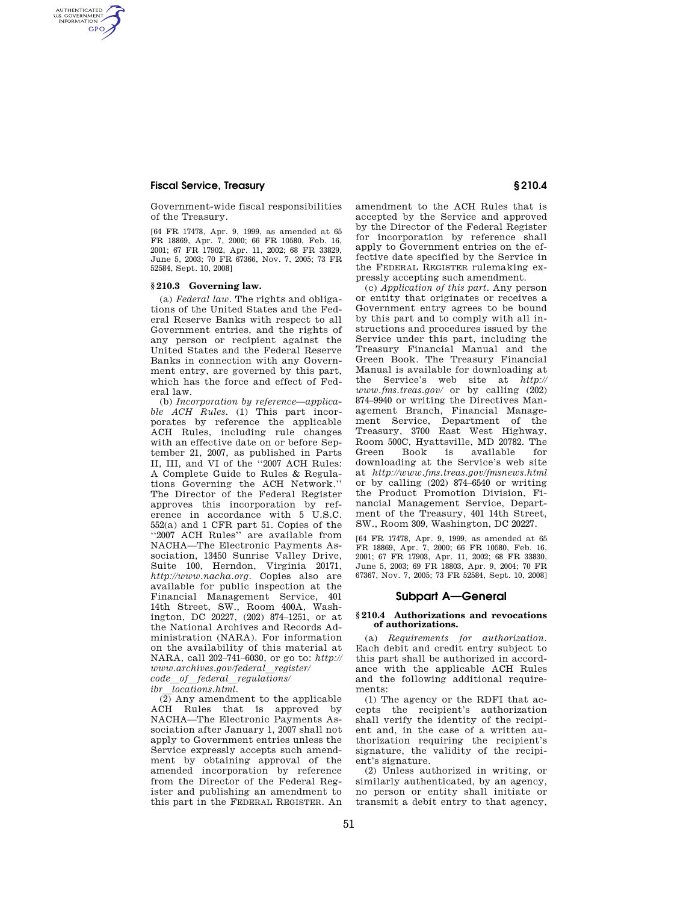Government-wide fiscal responsibilities of the Treasury.

[64 FR 17478, Apr. 9, 1999, as amended at 65 FR 18869, Apr. 7, 2000; 66 FR 10580, Feb. 16, 2001; 67 FR 17902, Apr. 11, 2002; 68 FR 33829, June 5, 2003; 70 FR 67366, Nov. 7, 2005; 73 FR 52584, Sept. 10, 2008]

### § 210.3 Governing law.

(a) *Federal law.* The rights and obligations of the United States and the Federal Reserve Banks with respect to all Government entries, and the rights of any person or recipient against the United States and the Federal Reserve Banks in connection with any Government entry, are governed by this part, which has the force and effect of Federal law.

(b) *Incorporation by reference—applicable ACH Rules.* (1) This part incorporates by reference the applicable ACH Rules, including rule changes with an effective date on or before September 21, 2007, as published in Parts II, III, and VI of the ''2007 ACH Rules: A Complete Guide to Rules & Regulations Governing the ACH Network.'' The Director of the Federal Register approves this incorporation by reference in accordance with 5 U.S.C. 552(a) and 1 CFR part 51. Copies of the ''2007 ACH Rules'' are available from NACHA—The Electronic Payments Association, 13450 Sunrise Valley Drive, Suite 100, Herndon, Virginia 20171, *http://www.nacha.org*. Copies also are available for public inspection at the Financial Management Service, 401 14th Street, SW., Room 400A, Washington, DC 20227, (202) 874–1251, or at the National Archives and Records Administration (NARA). For information on the availability of this material at NARA, call 202–741–6030, or go to: *http://www.archives.gov/federal_register/code_of_federal_regulations/ibr_locations.html*.

(2) Any amendment to the applicable ACH Rules that is approved by NACHA—The Electronic Payments Association after January 1, 2007 shall not apply to Government entries unless the Service expressly accepts such amendment by obtaining approval of the amended incorporation by reference from the Director of the Federal Register and publishing an amendment to this part in the FEDERAL REGISTER. An amendment to the ACH Rules that is accepted by the Service and approved by the Director of the Federal Register for incorporation by reference shall apply to Government entries on the effective date specified by the Service in the FEDERAL REGISTER rulemaking expressly accepting such amendment.

(c) *Application of this part.* Any person or entity that originates or receives a Government entry agrees to be bound by this part and to comply with all instructions and procedures issued by the Service under this part, including the Treasury Financial Manual and the Green Book. The Treasury Financial Manual is available for downloading at the Service's web site at *http://www.fms.treas.gov/* or by calling (202) 874–9940 or writing the Directives Management Branch, Financial Management Service, Department of the Treasury, 3700 East West Highway, Room 500C, Hyattsville, MD 20782. The Green Book is available for downloading at the Service's web site at *http://www.fms.treas.gov/fmsnews.html* or by calling (202) 874–6540 or writing the Product Promotion Division, Financial Management Service, Department of the Treasury, 401 14th Street, SW., Room 309, Washington, DC 20227.

[64 FR 17478, Apr. 9, 1999, as amended at 65 FR 18869, Apr. 7, 2000; 66 FR 10580, Feb. 16, 2001; 67 FR 17903, Apr. 11, 2002; 68 FR 33830, June 5, 2003; 69 FR 18803, Apr. 9, 2004; 70 FR 67367, Nov. 7, 2005; 73 FR 52584, Sept. 10, 2008]

## Subpart A—General

### § 210.4 Authorizations and revocations of authorizations.

(a) *Requirements for authorization.* Each debit and credit entry subject to this part shall be authorized in accordance with the applicable ACH Rules and the following additional requirements:

(1) The agency or the RDFI that accepts the recipient's authorization shall verify the identity of the recipient and, in the case of a written authorization requiring the recipient's signature, the validity of the recipient's signature.

(2) Unless authorized in writing, or similarly authenticated, by an agency, no person or entity shall initiate or transmit a debit entry to that agency,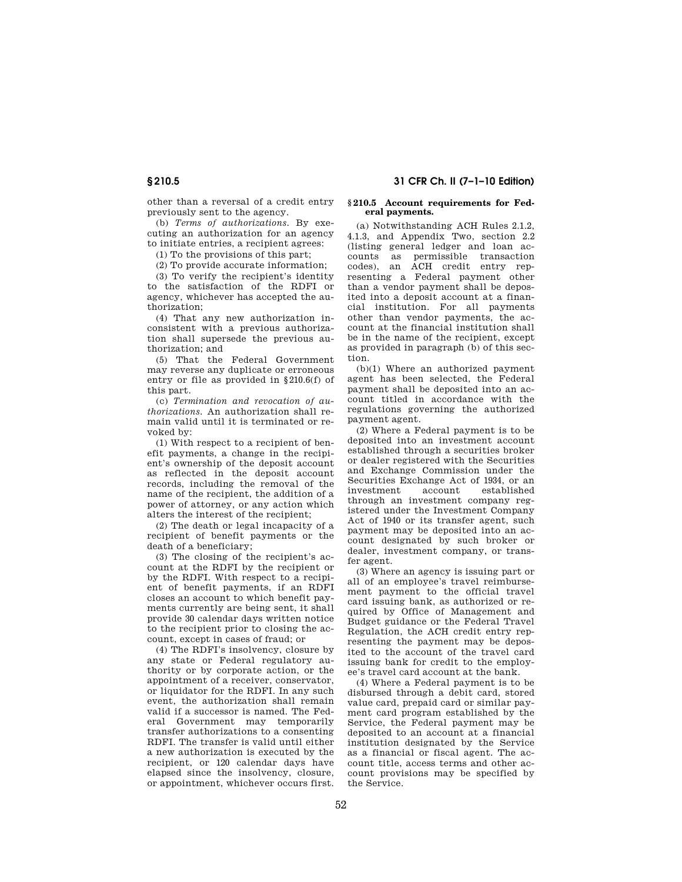other than a reversal of a credit entry previously sent to the agency.

(b) *Terms of authorizations.* By executing an authorization for an agency to initiate entries, a recipient agrees:

(1) To the provisions of this part;

(2) To provide accurate information;

(3) To verify the recipient's identity to the satisfaction of the RDFI or agency, whichever has accepted the authorization;

(4) That any new authorization inconsistent with a previous authorization shall supersede the previous authorization; and

(5) That the Federal Government may reverse any duplicate or erroneous entry or file as provided in §210.6(f) of this part.

(c) *Termination and revocation of authorizations.* An authorization shall remain valid until it is terminated or revoked by:

(1) With respect to a recipient of benefit payments, a change in the recipient's ownership of the deposit account as reflected in the deposit account records, including the removal of the name of the recipient, the addition of a power of attorney, or any action which alters the interest of the recipient;

(2) The death or legal incapacity of a recipient of benefit payments or the death of a beneficiary;

(3) The closing of the recipient's account at the RDFI by the recipient or by the RDFI. With respect to a recipient of benefit payments, if an RDFI closes an account to which benefit payments currently are being sent, it shall provide 30 calendar days written notice to the recipient prior to closing the account, except in cases of fraud; or

(4) The RDFI's insolvency, closure by any state or Federal regulatory authority or by corporate action, or the appointment of a receiver, conservator, or liquidator for the RDFI. In any such event, the authorization shall remain valid if a successor is named. The Federal Government may temporarily transfer authorizations to a consenting RDFI. The transfer is valid until either a new authorization is executed by the recipient, or 120 calendar days have elapsed since the insolvency, closure, or appointment, whichever occurs first.

## §210.5 Account requirements for Federal payments.

(a) Notwithstanding ACH Rules 2.1.2, 4.1.3, and Appendix Two, section 2.2 (listing general ledger and loan accounts as permissible transaction codes), an ACH credit entry representing a Federal payment other than a vendor payment shall be deposited into a deposit account at a financial institution. For all payments other than vendor payments, the account at the financial institution shall be in the name of the recipient, except as provided in paragraph (b) of this section.

(b)(1) Where an authorized payment agent has been selected, the Federal payment shall be deposited into an account titled in accordance with the regulations governing the authorized payment agent.

(2) Where a Federal payment is to be deposited into an investment account established through a securities broker or dealer registered with the Securities and Exchange Commission under the Securities Exchange Act of 1934, or an investment account established through an investment company registered under the Investment Company Act of 1940 or its transfer agent, such payment may be deposited into an account designated by such broker or dealer, investment company, or transfer agent.

(3) Where an agency is issuing part or all of an employee's travel reimbursement payment to the official travel card issuing bank, as authorized or required by Office of Management and Budget guidance or the Federal Travel Regulation, the ACH credit entry representing the payment may be deposited to the account of the travel card issuing bank for credit to the employee's travel card account at the bank.

(4) Where a Federal payment is to be disbursed through a debit card, stored value card, prepaid card or similar payment card program established by the Service, the Federal payment may be deposited to an account at a financial institution designated by the Service as a financial or fiscal agent. The account title, access terms and other account provisions may be specified by the Service.